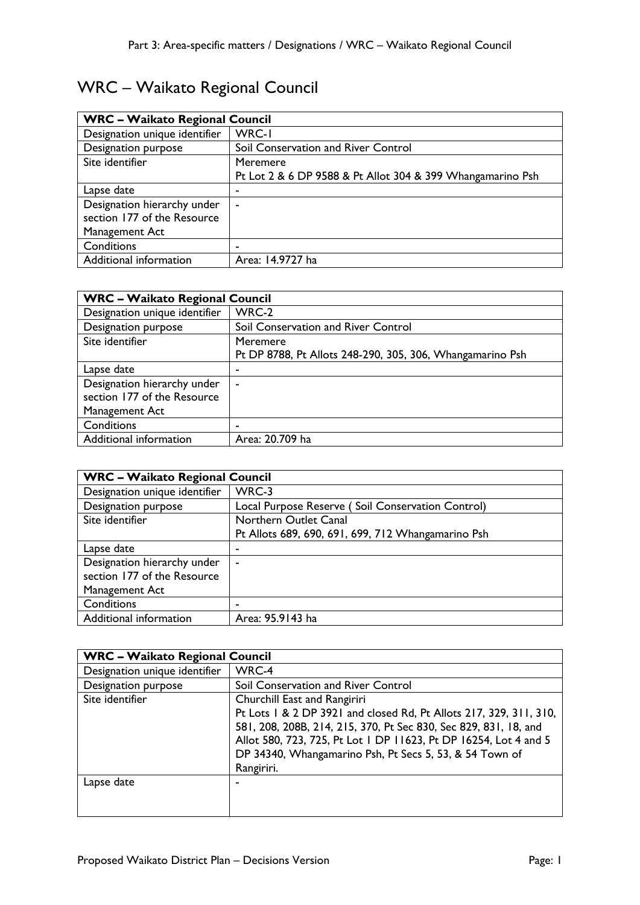# WRC – Waikato Regional Council

| WRC – Waikato Regional Council | |
|---|---|
| Designation unique identifier | WRC-1 |
| Designation purpose | Soil Conservation and River Control |
| Site identifier | Meremere<br>Pt Lot 2 & 6 DP 9588 & Pt Allot 304 & 399 Whangamarino Psh |
| Lapse date | - |
| Designation hierarchy under section 177 of the Resource Management Act | - |
| Conditions | - |
| Additional information | Area: 14.9727 ha |

| WRC – Waikato Regional Council | |
|---|---|
| Designation unique identifier | WRC-2 |
| Designation purpose | Soil Conservation and River Control |
| Site identifier | Meremere<br>Pt DP 8788, Pt Allots 248-290, 305, 306, Whangamarino Psh |
| Lapse date | - |
| Designation hierarchy under section 177 of the Resource Management Act | - |
| Conditions | - |
| Additional information | Area: 20.709 ha |

| WRC – Waikato Regional Council | |
|---|---|
| Designation unique identifier | WRC-3 |
| Designation purpose | Local Purpose Reserve ( Soil Conservation Control) |
| Site identifier | Northern Outlet Canal<br>Pt Allots 689, 690, 691, 699, 712 Whangamarino Psh |
| Lapse date | - |
| Designation hierarchy under section 177 of the Resource Management Act | - |
| Conditions | - |
| Additional information | Area: 95.9143 ha |

| WRC – Waikato Regional Council | |
|---|---|
| Designation unique identifier | WRC-4 |
| Designation purpose | Soil Conservation and River Control |
| Site identifier | Churchill East and Rangiriri<br>Pt Lots 1 & 2 DP 3921 and closed Rd, Pt Allots 217, 329, 311, 310, 581, 208, 208B, 214, 215, 370, Pt Sec 830, Sec 829, 831, 18, and Allot 580, 723, 725, Pt Lot 1 DP 11623, Pt DP 16254, Lot 4 and 5 DP 34340, Whangamarino Psh, Pt Secs 5, 53, & 54 Town of Rangiriri. |
| Lapse date | - |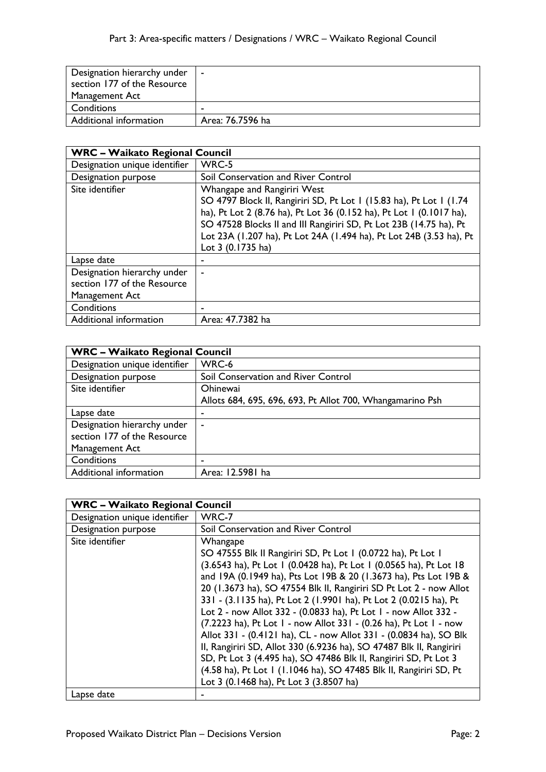| Designation hierarchy under section 177 of the Resource Management Act | - |
| --- | --- |
| Conditions | - |
| Additional information | Area: 76.7596 ha |

| WRC – Waikato Regional Council | |
| --- | --- |
| Designation unique identifier | WRC-5 |
| Designation purpose | Soil Conservation and River Control |
| Site identifier | Whangape and Rangiriri West<br>SO 4797 Block II, Rangiriri SD, Pt Lot 1 (15.83 ha), Pt Lot 1 (1.74 ha), Pt Lot 2 (8.76 ha), Pt Lot 36 (0.152 ha), Pt Lot 1 (0.1017 ha), SO 47528 Blocks II and III Rangiriri SD, Pt Lot 23B (14.75 ha), Pt Lot 23A (1.207 ha), Pt Lot 24A (1.494 ha), Pt Lot 24B (3.53 ha), Pt Lot 3 (0.1735 ha) |
| Lapse date | - |
| Designation hierarchy under section 177 of the Resource Management Act | - |
| Conditions | - |
| Additional information | Area: 47.7382 ha |

| WRC – Waikato Regional Council | |
| --- | --- |
| Designation unique identifier | WRC-6 |
| Designation purpose | Soil Conservation and River Control |
| Site identifier | Ohinewai<br>Allots 684, 695, 696, 693, Pt Allot 700, Whangamarino Psh |
| Lapse date | - |
| Designation hierarchy under section 177 of the Resource Management Act | - |
| Conditions | - |
| Additional information | Area: 12.5981 ha |

| WRC – Waikato Regional Council | |
| --- | --- |
| Designation unique identifier | WRC-7 |
| Designation purpose | Soil Conservation and River Control |
| Site identifier | Whangape<br>SO 47555 Blk II Rangiriri SD, Pt Lot 1 (0.0722 ha), Pt Lot 1 (3.6543 ha), Pt Lot 1 (0.0428 ha), Pt Lot 1 (0.0565 ha), Pt Lot 18 and 19A (0.1949 ha), Pts Lot 19B & 20 (1.3673 ha), Pts Lot 19B & 20 (1.3673 ha), SO 47554 Blk II, Rangiriri SD Pt Lot 2 - now Allot 331 - (3.1135 ha), Pt Lot 2 (1.9901 ha), Pt Lot 2 (0.0215 ha), Pt Lot 2 - now Allot 332 - (0.0833 ha), Pt Lot 1 - now Allot 332 - (7.2223 ha), Pt Lot 1 - now Allot 331 - (0.26 ha), Pt Lot 1 - now Allot 331 - (0.4121 ha), CL - now Allot 331 - (0.0834 ha), SO Blk II, Rangiriri SD, Allot 330 (6.9236 ha), SO 47487 Blk II, Rangiriri SD, Pt Lot 3 (4.495 ha), SO 47486 Blk II, Rangiriri SD, Pt Lot 3 (4.58 ha), Pt Lot 1 (1.1046 ha), SO 47485 Blk II, Rangiriri SD, Pt Lot 3 (0.1468 ha), Pt Lot 3 (3.8507 ha) |
| Lapse date | - |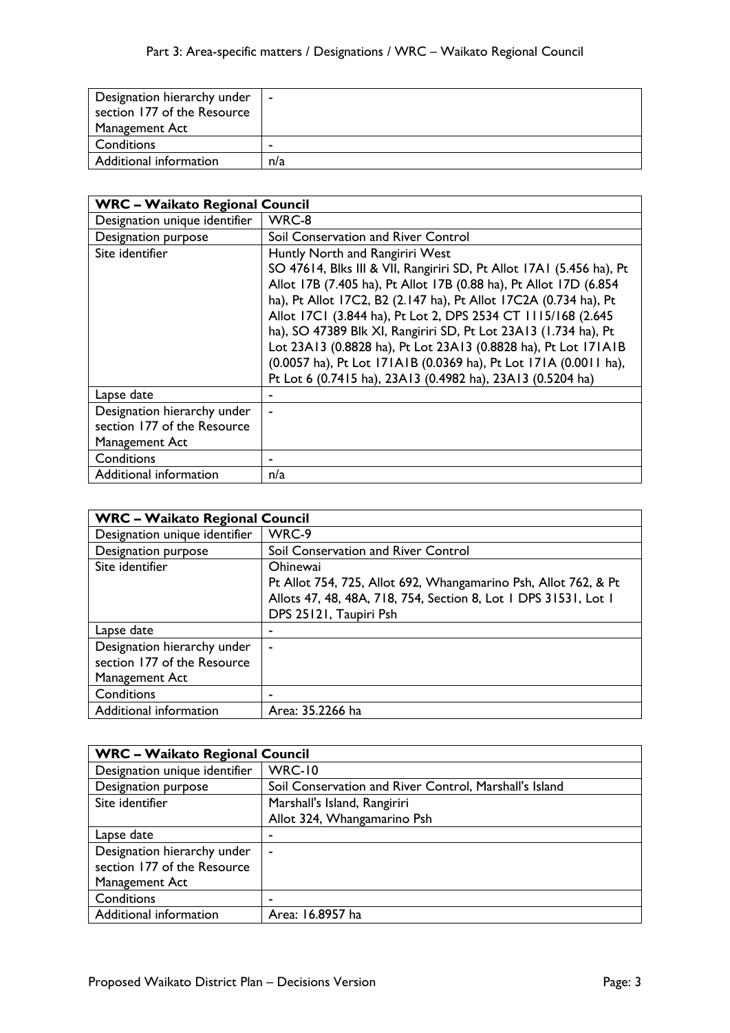| | |
|---|---|
| Designation hierarchy under section 177 of the Resource Management Act | - |
| Conditions | - |
| Additional information | n/a |

| WRC – Waikato Regional Council | |
|---|---|
| Designation unique identifier | WRC-8 |
| Designation purpose | Soil Conservation and River Control |
| Site identifier | Huntly North and Rangiriri West<br>SO 47614, Blks III & VII, Rangiriri SD, Pt Allot 17A1 (5.456 ha), Pt Allot 17B (7.405 ha), Pt Allot 17B (0.88 ha), Pt Allot 17D (6.854 ha), Pt Allot 17C2, B2 (2.147 ha), Pt Allot 17C2A (0.734 ha), Pt Allot 17C1 (3.844 ha), Pt Lot 2, DPS 2534 CT 1115/168 (2.645 ha), SO 47389 Blk XI, Rangiriri SD, Pt Lot 23A13 (1.734 ha), Pt Lot 23A13 (0.8828 ha), Pt Lot 23A13 (0.8828 ha), Pt Lot 171A1B (0.0057 ha), Pt Lot 171A1B (0.0369 ha), Pt Lot 171A (0.0011 ha), Pt Lot 6 (0.7415 ha), 23A13 (0.4982 ha), 23A13 (0.5204 ha) |
| Lapse date | - |
| Designation hierarchy under section 177 of the Resource Management Act | - |
| Conditions | - |
| Additional information | n/a |

| WRC – Waikato Regional Council | |
|---|---|
| Designation unique identifier | WRC-9 |
| Designation purpose | Soil Conservation and River Control |
| Site identifier | Ohinewai<br>Pt Allot 754, 725, Allot 692, Whangamarino Psh, Allot 762, & Pt Allots 47, 48, 48A, 718, 754, Section 8, Lot 1 DPS 31531, Lot 1 DPS 25121, Taupiri Psh |
| Lapse date | - |
| Designation hierarchy under section 177 of the Resource Management Act | - |
| Conditions | - |
| Additional information | Area: 35.2266 ha |

| WRC – Waikato Regional Council | |
|---|---|
| Designation unique identifier | WRC-10 |
| Designation purpose | Soil Conservation and River Control, Marshall's Island |
| Site identifier | Marshall's Island, Rangiriri<br>Allot 324, Whangamarino Psh |
| Lapse date | - |
| Designation hierarchy under section 177 of the Resource Management Act | - |
| Conditions | - |
| Additional information | Area: 16.8957 ha |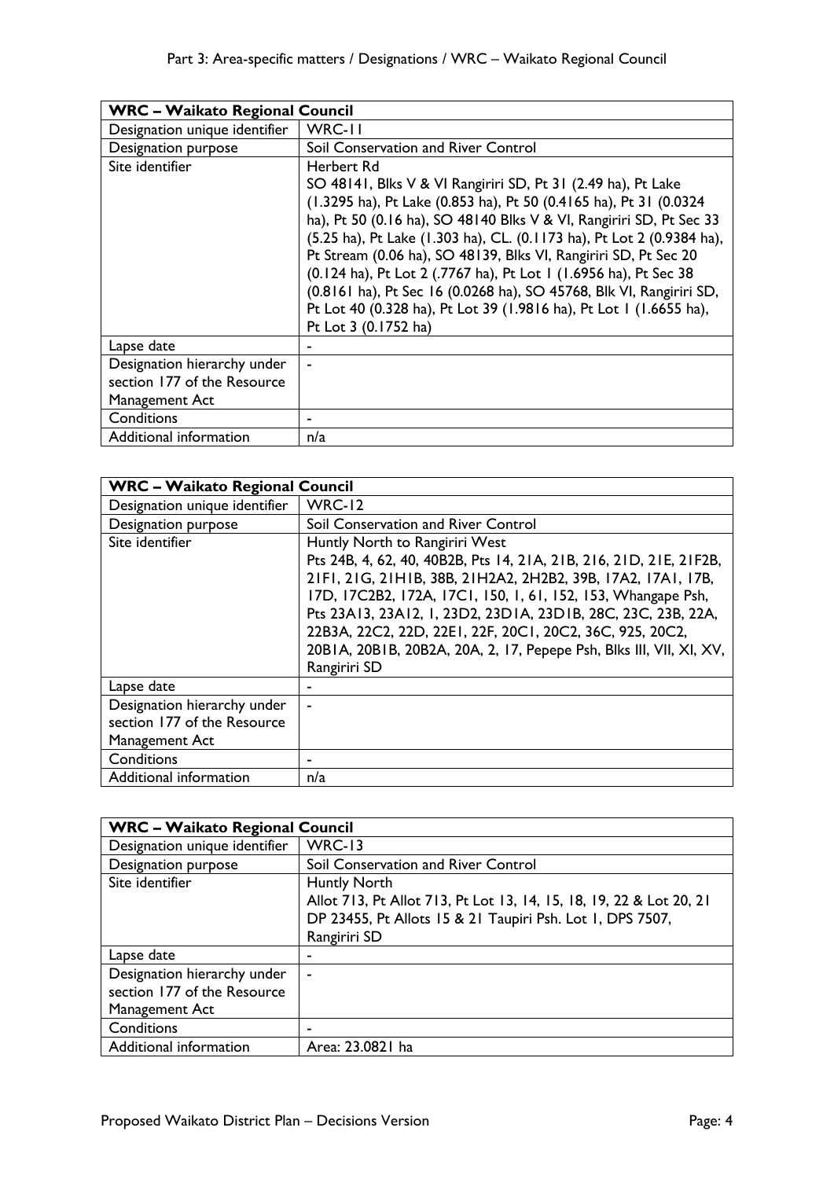| WRC – Waikato Regional Council | |
|---|---|
| Designation unique identifier | WRC-11 |
| Designation purpose | Soil Conservation and River Control |
| Site identifier | Herbert Rd<br>SO 48141, Blks V & VI Rangiriri SD, Pt 31 (2.49 ha), Pt Lake (1.3295 ha), Pt Lake (0.853 ha), Pt 50 (0.4165 ha), Pt 31 (0.0324 ha), Pt 50 (0.16 ha), SO 48140 Blks V & VI, Rangiriri SD, Pt Sec 33 (5.25 ha), Pt Lake (1.303 ha), CL. (0.1173 ha), Pt Lot 2 (0.9384 ha), Pt Stream (0.06 ha), SO 48139, Blks VI, Rangiriri SD, Pt Sec 20 (0.124 ha), Pt Lot 2 (.7767 ha), Pt Lot 1 (1.6956 ha), Pt Sec 38 (0.8161 ha), Pt Sec 16 (0.0268 ha), SO 45768, Blk VI, Rangiriri SD, Pt Lot 40 (0.328 ha), Pt Lot 39 (1.9816 ha), Pt Lot 1 (1.6655 ha), Pt Lot 3 (0.1752 ha) |
| Lapse date | - |
| Designation hierarchy under section 177 of the Resource Management Act | - |
| Conditions | - |
| Additional information | n/a |

| WRC – Waikato Regional Council | |
|---|---|
| Designation unique identifier | WRC-12 |
| Designation purpose | Soil Conservation and River Control |
| Site identifier | Huntly North to Rangiriri West<br>Pts 24B, 4, 62, 40, 40B2B, Pts 14, 21A, 21B, 216, 21D, 21E, 21F2B, 21F1, 21G, 21H1B, 38B, 21H2A2, 2H2B2, 39B, 17A2, 17A1, 17B, 17D, 17C2B2, 172A, 17C1, 150, 1, 61, 152, 153, Whangape Psh, Pts 23A13, 23A12, 1, 23D2, 23D1A, 23D1B, 28C, 23C, 23B, 22A, 22B3A, 22C2, 22D, 22E1, 22F, 20C1, 20C2, 36C, 925, 20C2, 20B1A, 20B1B, 20B2A, 20A, 2, 17, Pepepe Psh, Blks III, VII, XI, XV, Rangiriri SD |
| Lapse date | - |
| Designation hierarchy under section 177 of the Resource Management Act | - |
| Conditions | - |
| Additional information | n/a |

| WRC – Waikato Regional Council | |
|---|---|
| Designation unique identifier | WRC-13 |
| Designation purpose | Soil Conservation and River Control |
| Site identifier | Huntly North<br>Allot 713, Pt Allot 713, Pt Lot 13, 14, 15, 18, 19, 22 & Lot 20, 21 DP 23455, Pt Allots 15 & 21 Taupiri Psh. Lot 1, DPS 7507, Rangiriri SD |
| Lapse date | - |
| Designation hierarchy under section 177 of the Resource Management Act | - |
| Conditions | - |
| Additional information | Area: 23.0821 ha |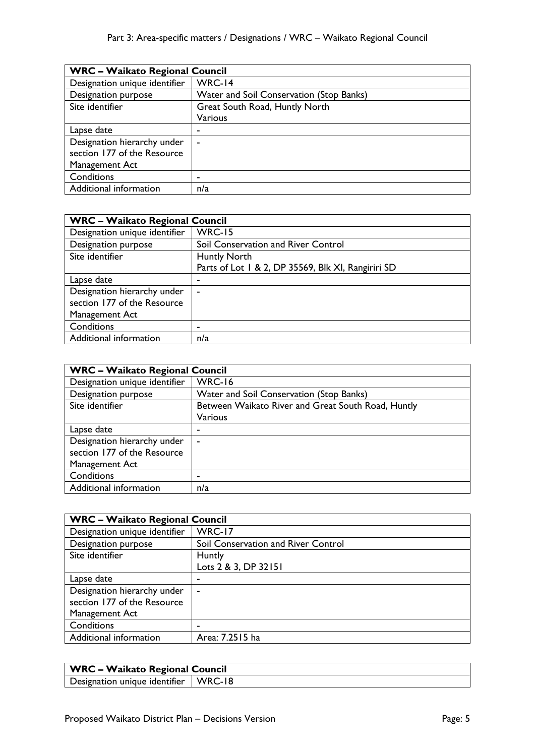| WRC – Waikato Regional Council | |
|---|---|
| Designation unique identifier | WRC-14 |
| Designation purpose | Water and Soil Conservation (Stop Banks) |
| Site identifier | Great South Road, Huntly North<br>Various |
| Lapse date | - |
| Designation hierarchy under section 177 of the Resource Management Act | - |
| Conditions | - |
| Additional information | n/a |

| WRC – Waikato Regional Council | |
|---|---|
| Designation unique identifier | WRC-15 |
| Designation purpose | Soil Conservation and River Control |
| Site identifier | Huntly North<br>Parts of Lot 1 & 2, DP 35569, Blk XI, Rangiriri SD |
| Lapse date | - |
| Designation hierarchy under section 177 of the Resource Management Act | - |
| Conditions | - |
| Additional information | n/a |

| WRC – Waikato Regional Council | |
|---|---|
| Designation unique identifier | WRC-16 |
| Designation purpose | Water and Soil Conservation (Stop Banks) |
| Site identifier | Between Waikato River and Great South Road, Huntly<br>Various |
| Lapse date | - |
| Designation hierarchy under section 177 of the Resource Management Act | - |
| Conditions | - |
| Additional information | n/a |

| WRC – Waikato Regional Council | |
|---|---|
| Designation unique identifier | WRC-17 |
| Designation purpose | Soil Conservation and River Control |
| Site identifier | Huntly<br>Lots 2 & 3, DP 32151 |
| Lapse date | - |
| Designation hierarchy under section 177 of the Resource Management Act | - |
| Conditions | - |
| Additional information | Area: 7.2515 ha |

| WRC – Waikato Regional Council | |
|---|---|
| Designation unique identifier | WRC-18 |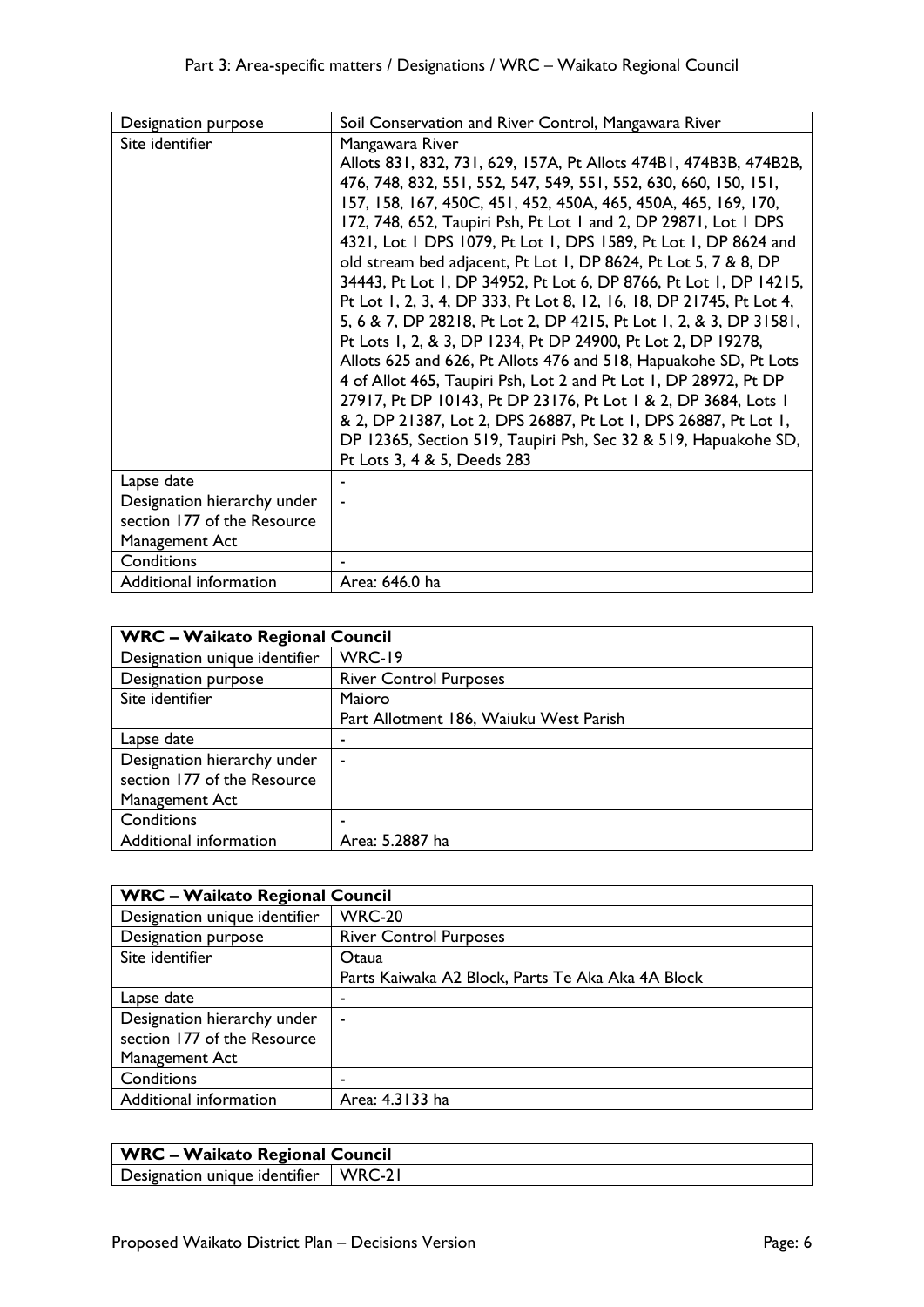| Designation purpose | Soil Conservation and River Control, Mangawara River |
|---|---|
| Site identifier | Mangawara River<br>Allots 831, 832, 731, 629, 157A, Pt Allots 474B1, 474B3B, 474B2B, 476, 748, 832, 551, 552, 547, 549, 551, 552, 630, 660, 150, 151, 157, 158, 167, 450C, 451, 452, 450A, 465, 450A, 465, 169, 170, 172, 748, 652, Taupiri Psh, Pt Lot 1 and 2, DP 29871, Lot 1 DPS 4321, Lot 1 DPS 1079, Pt Lot 1, DPS 1589, Pt Lot 1, DP 8624 and old stream bed adjacent, Pt Lot 1, DP 8624, Pt Lot 5, 7 & 8, DP 34443, Pt Lot 1, DP 34952, Pt Lot 6, DP 8766, Pt Lot 1, DP 14215, Pt Lot 1, 2, 3, 4, DP 333, Pt Lot 8, 12, 16, 18, DP 21745, Pt Lot 4, 5, 6 & 7, DP 28218, Pt Lot 2, DP 4215, Pt Lot 1, 2, & 3, DP 31581, Pt Lots 1, 2, & 3, DP 1234, Pt DP 24900, Pt Lot 2, DP 19278, Allots 625 and 626, Pt Allots 476 and 518, Hapuakohe SD, Pt Lots 4 of Allot 465, Taupiri Psh, Lot 2 and Pt Lot 1, DP 28972, Pt DP 27917, Pt DP 10143, Pt DP 23176, Pt Lot 1 & 2, DP 3684, Lots 1 & 2, DP 21387, Lot 2, DPS 26887, Pt Lot 1, DPS 26887, Pt Lot 1, DP 12365, Section 519, Taupiri Psh, Sec 32 & 519, Hapuakohe SD, Pt Lots 3, 4 & 5, Deeds 283 |
| Lapse date | - |
| Designation hierarchy under section 177 of the Resource Management Act | - |
| Conditions | - |
| Additional information | Area: 646.0 ha |

| **WRC – Waikato Regional Council** | |
|---|---|
| Designation unique identifier | WRC-19 |
| Designation purpose | River Control Purposes |
| Site identifier | Maioro<br>Part Allotment 186, Waiuku West Parish |
| Lapse date | - |
| Designation hierarchy under section 177 of the Resource Management Act | - |
| Conditions | - |
| Additional information | Area: 5.2887 ha |

| **WRC – Waikato Regional Council** | |
|---|---|
| Designation unique identifier | WRC-20 |
| Designation purpose | River Control Purposes |
| Site identifier | Otaua<br>Parts Kaiwaka A2 Block, Parts Te Aka Aka 4A Block |
| Lapse date | - |
| Designation hierarchy under section 177 of the Resource Management Act | - |
| Conditions | - |
| Additional information | Area: 4.3133 ha |

| **WRC – Waikato Regional Council** | |
|---|---|
| Designation unique identifier | WRC-21 |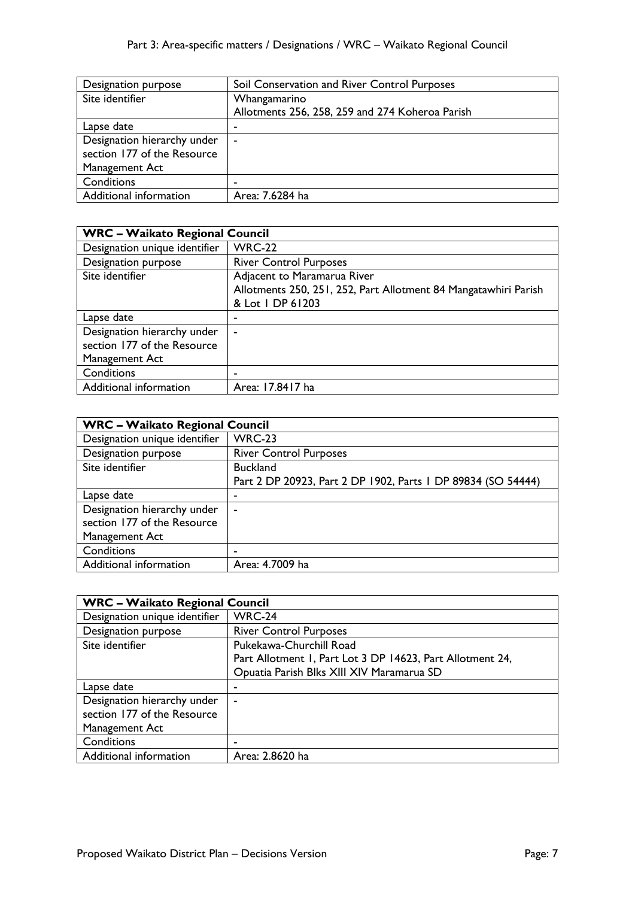| | |
|---|---|
| Designation purpose | Soil Conservation and River Control Purposes |
| Site identifier | Whangamarino<br>Allotments 256, 258, 259 and 274 Koheroa Parish |
| Lapse date | - |
| Designation hierarchy under section 177 of the Resource Management Act | - |
| Conditions | - |
| Additional information | Area: 7.6284 ha |

| **WRC – Waikato Regional Council** | |
|---|---|
| Designation unique identifier | WRC-22 |
| Designation purpose | River Control Purposes |
| Site identifier | Adjacent to Maramarua River<br>Allotments 250, 251, 252, Part Allotment 84 Mangatawhiri Parish & Lot 1 DP 61203 |
| Lapse date | - |
| Designation hierarchy under section 177 of the Resource Management Act | - |
| Conditions | - |
| Additional information | Area: 17.8417 ha |

| **WRC – Waikato Regional Council** | |
|---|---|
| Designation unique identifier | WRC-23 |
| Designation purpose | River Control Purposes |
| Site identifier | Buckland<br>Part 2 DP 20923, Part 2 DP 1902, Parts 1 DP 89834 (SO 54444) |
| Lapse date | - |
| Designation hierarchy under section 177 of the Resource Management Act | - |
| Conditions | - |
| Additional information | Area: 4.7009 ha |

| **WRC – Waikato Regional Council** | |
|---|---|
| Designation unique identifier | WRC-24 |
| Designation purpose | River Control Purposes |
| Site identifier | Pukekawa-Churchill Road<br>Part Allotment 1, Part Lot 3 DP 14623, Part Allotment 24, Opuatia Parish Blks XIII XIV Maramarua SD |
| Lapse date | - |
| Designation hierarchy under section 177 of the Resource Management Act | - |
| Conditions | - |
| Additional information | Area: 2.8620 ha |